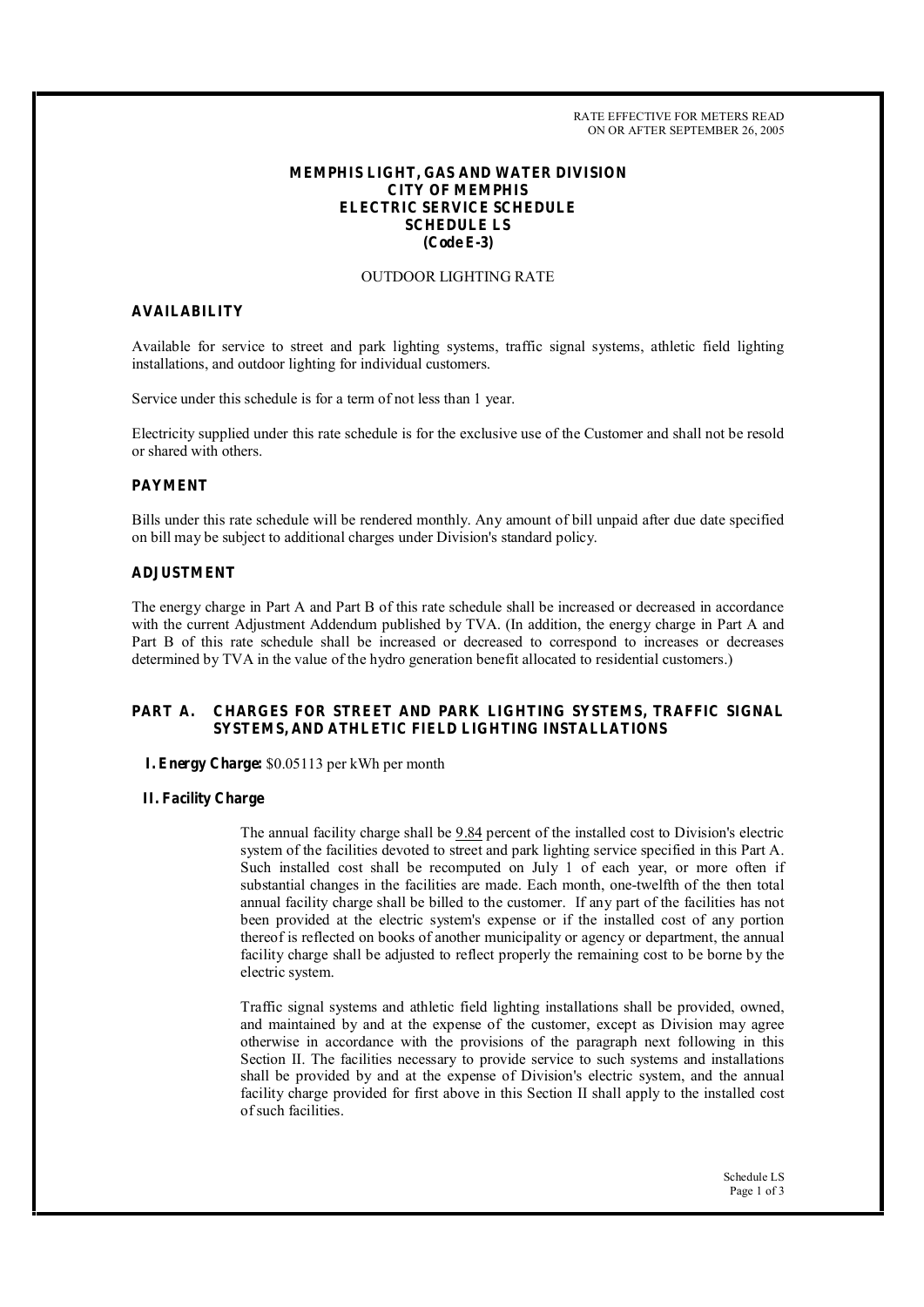RATE EFFECTIVE FOR METERS READ
ON OR AFTER SEPTEMBER 26, 2005

**MEMPHIS LIGHT, GAS AND WATER DIVISION**
**CITY OF MEMPHIS**
**ELECTRIC SERVICE SCHEDULE**
**SCHEDULE LS**
**(Code E-3)**

OUTDOOR LIGHTING RATE

## AVAILABILITY

Available for service to street and park lighting systems, traffic signal systems, athletic field lighting installations, and outdoor lighting for individual customers.

Service under this schedule is for a term of not less than 1 year.

Electricity supplied under this rate schedule is for the exclusive use of the Customer and shall not be resold or shared with others.

## PAYMENT

Bills under this rate schedule will be rendered monthly. Any amount of bill unpaid after due date specified on bill may be subject to additional charges under Division's standard policy.

## ADJUSTMENT

The energy charge in Part A and Part B of this rate schedule shall be increased or decreased in accordance with the current Adjustment Addendum published by TVA. (In addition, the energy charge in Part A and Part B of this rate schedule shall be increased or decreased to correspond to increases or decreases determined by TVA in the value of the hydro generation benefit allocated to residential customers.)

## PART A. CHARGES FOR STREET AND PARK LIGHTING SYSTEMS, TRAFFIC SIGNAL SYSTEMS, AND ATHLETIC FIELD LIGHTING INSTALLATIONS

**I. Energy Charge:** $0.05113 per kWh per month

**II. Facility Charge**

The annual facility charge shall be 9.84 percent of the installed cost to Division's electric system of the facilities devoted to street and park lighting service specified in this Part A. Such installed cost shall be recomputed on July 1 of each year, or more often if substantial changes in the facilities are made. Each month, one-twelfth of the then total annual facility charge shall be billed to the customer. If any part of the facilities has not been provided at the electric system's expense or if the installed cost of any portion thereof is reflected on books of another municipality or agency or department, the annual facility charge shall be adjusted to reflect properly the remaining cost to be borne by the electric system.

Traffic signal systems and athletic field lighting installations shall be provided, owned, and maintained by and at the expense of the customer, except as Division may agree otherwise in accordance with the provisions of the paragraph next following in this Section II. The facilities necessary to provide service to such systems and installations shall be provided by and at the expense of Division's electric system, and the annual facility charge provided for first above in this Section II shall apply to the installed cost of such facilities.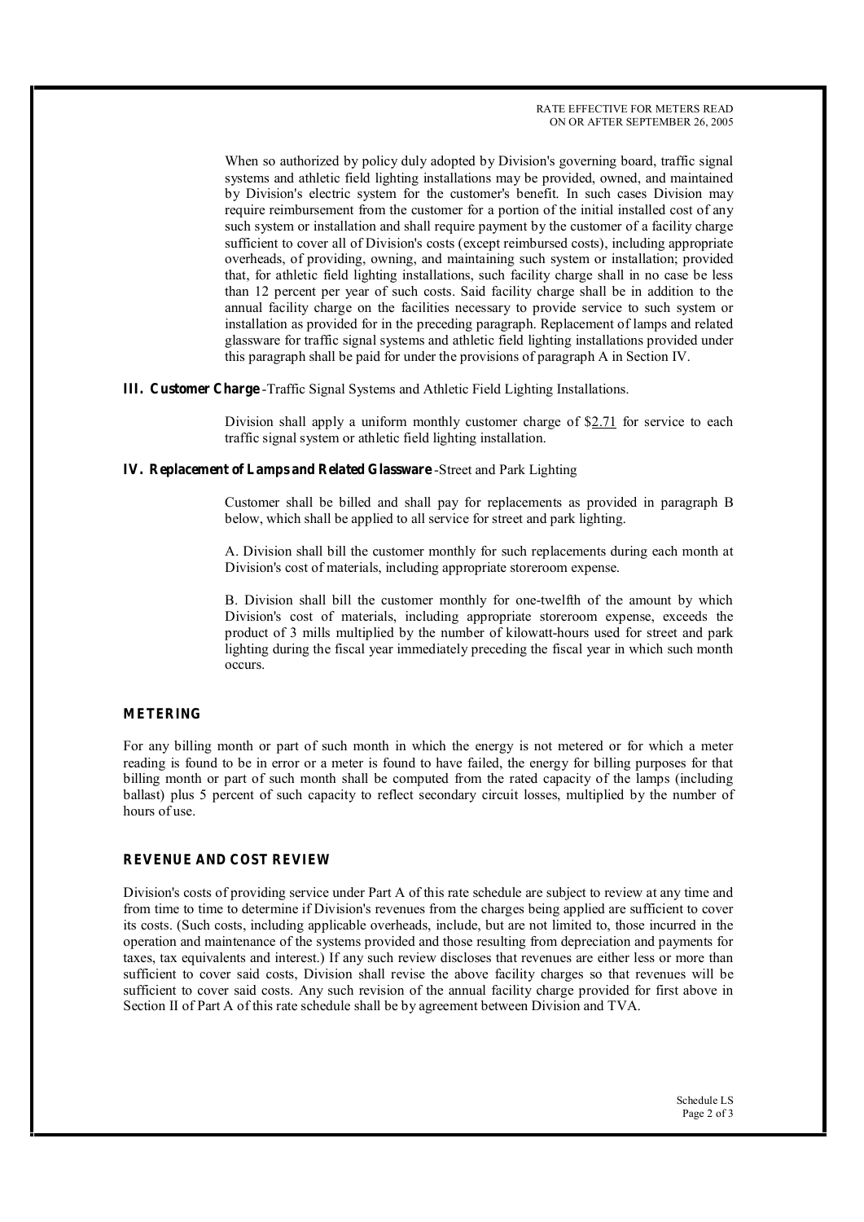When so authorized by policy duly adopted by Division's governing board, traffic signal systems and athletic field lighting installations may be provided, owned, and maintained by Division's electric system for the customer's benefit. In such cases Division may require reimbursement from the customer for a portion of the initial installed cost of any such system or installation and shall require payment by the customer of a facility charge sufficient to cover all of Division's costs (except reimbursed costs), including appropriate overheads, of providing, owning, and maintaining such system or installation; provided that, for athletic field lighting installations, such facility charge shall in no case be less than 12 percent per year of such costs. Said facility charge shall be in addition to the annual facility charge on the facilities necessary to provide service to such system or installation as provided for in the preceding paragraph. Replacement of lamps and related glassware for traffic signal systems and athletic field lighting installations provided under this paragraph shall be paid for under the provisions of paragraph A in Section IV.

**III. Customer Charge** -Traffic Signal Systems and Athletic Field Lighting Installations.

Division shall apply a uniform monthly customer charge of $2.71 for service to each traffic signal system or athletic field lighting installation.

**IV. Replacement of Lamps and Related Glassware** -Street and Park Lighting

Customer shall be billed and shall pay for replacements as provided in paragraph B below, which shall be applied to all service for street and park lighting.

A. Division shall bill the customer monthly for such replacements during each month at Division's cost of materials, including appropriate storeroom expense.

B. Division shall bill the customer monthly for one-twelfth of the amount by which Division's cost of materials, including appropriate storeroom expense, exceeds the product of 3 mills multiplied by the number of kilowatt-hours used for street and park lighting during the fiscal year immediately preceding the fiscal year in which such month occurs.

## METERING

For any billing month or part of such month in which the energy is not metered or for which a meter reading is found to be in error or a meter is found to have failed, the energy for billing purposes for that billing month or part of such month shall be computed from the rated capacity of the lamps (including ballast) plus 5 percent of such capacity to reflect secondary circuit losses, multiplied by the number of hours of use.

## REVENUE AND COST REVIEW

Division's costs of providing service under Part A of this rate schedule are subject to review at any time and from time to time to determine if Division's revenues from the charges being applied are sufficient to cover its costs. (Such costs, including applicable overheads, include, but are not limited to, those incurred in the operation and maintenance of the systems provided and those resulting from depreciation and payments for taxes, tax equivalents and interest.) If any such review discloses that revenues are either less or more than sufficient to cover said costs, Division shall revise the above facility charges so that revenues will be sufficient to cover said costs. Any such revision of the annual facility charge provided for first above in Section II of Part A of this rate schedule shall be by agreement between Division and TVA.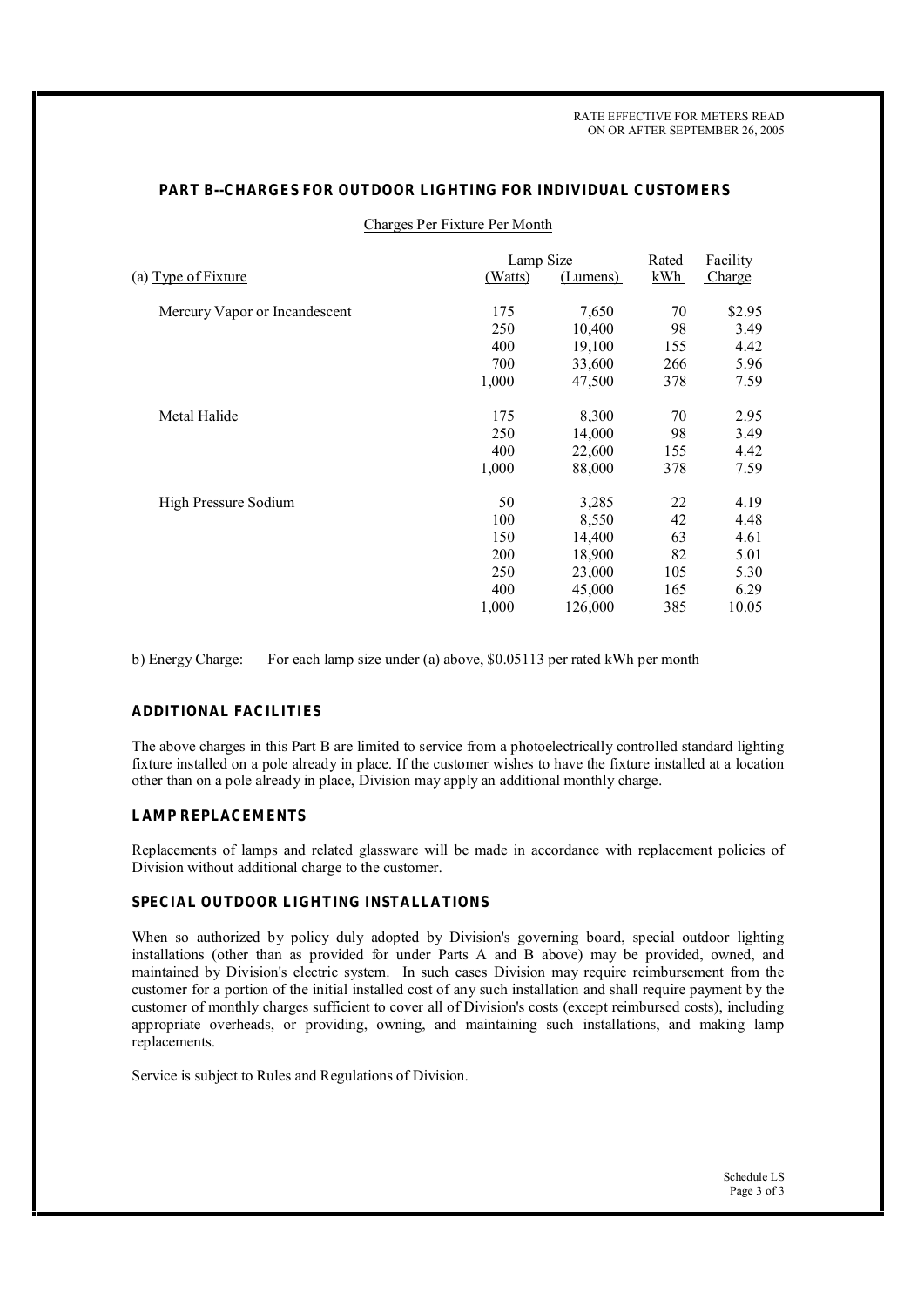RATE EFFECTIVE FOR METERS READ ON OR AFTER SEPTEMBER 26, 2005

## PART B--CHARGES FOR OUTDOOR LIGHTING FOR INDIVIDUAL CUSTOMERS

Charges Per Fixture Per Month

| (a) Type of Fixture | Lamp Size (Watts) | Lamp Size (Lumens) | Rated kWh | Facility Charge |
|---|---|---|---|---|
| Mercury Vapor or Incandescent | 175 | 7,650 | 70 | $2.95 |
| | 250 | 10,400 | 98 | 3.49 |
| | 400 | 19,100 | 155 | 4.42 |
| | 700 | 33,600 | 266 | 5.96 |
| | 1,000 | 47,500 | 378 | 7.59 |
| Metal Halide | 175 | 8,300 | 70 | 2.95 |
| | 250 | 14,000 | 98 | 3.49 |
| | 400 | 22,600 | 155 | 4.42 |
| | 1,000 | 88,000 | 378 | 7.59 |
| High Pressure Sodium | 50 | 3,285 | 22 | 4.19 |
| | 100 | 8,550 | 42 | 4.48 |
| | 150 | 14,400 | 63 | 4.61 |
| | 200 | 18,900 | 82 | 5.01 |
| | 250 | 23,000 | 105 | 5.30 |
| | 400 | 45,000 | 165 | 6.29 |
| | 1,000 | 126,000 | 385 | 10.05 |

b) Energy Charge: For each lamp size under (a) above, $0.05113 per rated kWh per month

### ADDITIONAL FACILITIES

The above charges in this Part B are limited to service from a photoelectrically controlled standard lighting fixture installed on a pole already in place. If the customer wishes to have the fixture installed at a location other than on a pole already in place, Division may apply an additional monthly charge.

### LAMP REPLACEMENTS

Replacements of lamps and related glassware will be made in accordance with replacement policies of Division without additional charge to the customer.

### SPECIAL OUTDOOR LIGHTING INSTALLATIONS

When so authorized by policy duly adopted by Division's governing board, special outdoor lighting installations (other than as provided for under Parts A and B above) may be provided, owned, and maintained by Division's electric system. In such cases Division may require reimbursement from the customer for a portion of the initial installed cost of any such installation and shall require payment by the customer of monthly charges sufficient to cover all of Division's costs (except reimbursed costs), including appropriate overheads, or providing, owning, and maintaining such installations, and making lamp replacements.

Service is subject to Rules and Regulations of Division.

Schedule LS